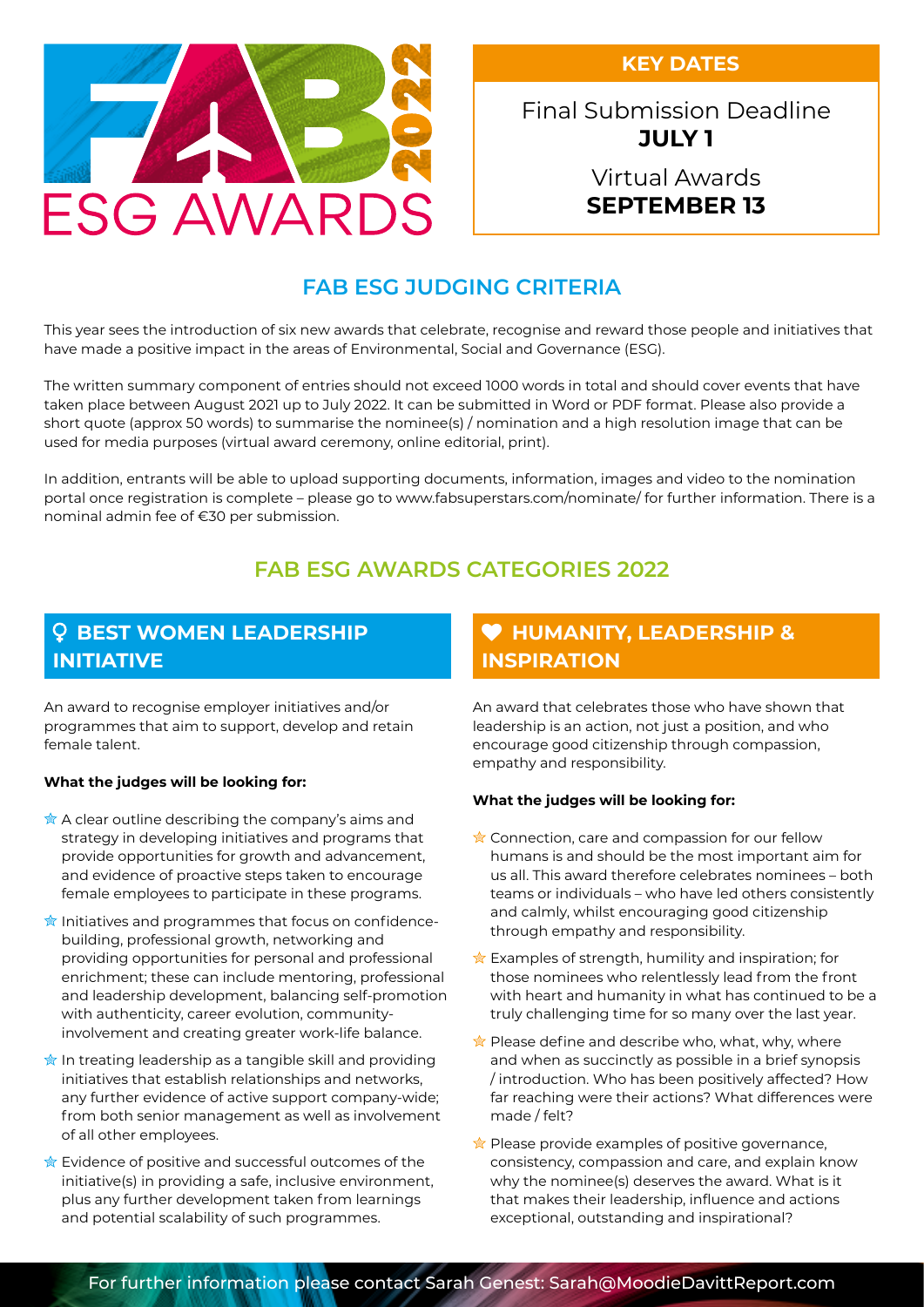# FAB 2022 ESG AWARDS

**KEY DATES**

Final Submission Deadline
**JULY 1**

Virtual Awards
**SEPTEMBER 13**

## FAB ESG JUDGING CRITERIA

This year sees the introduction of six new awards that celebrate, recognise and reward those people and initiatives that have made a positive impact in the areas of Environmental, Social and Governance (ESG).

The written summary component of entries should not exceed 1000 words in total and should cover events that have taken place between August 2021 up to July 2022. It can be submitted in Word or PDF format. Please also provide a short quote (approx 50 words) to summarise the nominee(s) / nomination and a high resolution image that can be used for media purposes (virtual award ceremony, online editorial, print).

In addition, entrants will be able to upload supporting documents, information, images and video to the nomination portal once registration is complete – please go to www.fabsuperstars.com/nominate/ for further information. There is a nominal admin fee of €30 per submission.

## FAB ESG AWARDS CATEGORIES 2022

### BEST WOMEN LEADERSHIP INITIATIVE

An award to recognise employer initiatives and/or programmes that aim to support, develop and retain female talent.

**What the judges will be looking for:**

- A clear outline describing the company's aims and strategy in developing initiatives and programs that provide opportunities for growth and advancement, and evidence of proactive steps taken to encourage female employees to participate in these programs.
- Initiatives and programmes that focus on confidence-building, professional growth, networking and providing opportunities for personal and professional enrichment; these can include mentoring, professional and leadership development, balancing self-promotion with authenticity, career evolution, community-involvement and creating greater work-life balance.
- In treating leadership as a tangible skill and providing initiatives that establish relationships and networks, any further evidence of active support company-wide; from both senior management as well as involvement of all other employees.
- Evidence of positive and successful outcomes of the initiative(s) in providing a safe, inclusive environment, plus any further development taken from learnings and potential scalability of such programmes.

### HUMANITY, LEADERSHIP & INSPIRATION

An award that celebrates those who have shown that leadership is an action, not just a position, and who encourage good citizenship through compassion, empathy and responsibility.

**What the judges will be looking for:**

- Connection, care and compassion for our fellow humans is and should be the most important aim for us all. This award therefore celebrates nominees – both teams or individuals – who have led others consistently and calmly, whilst encouraging good citizenship through empathy and responsibility.
- Examples of strength, humility and inspiration; for those nominees who relentlessly lead from the front with heart and humanity in what has continued to be a truly challenging time for so many over the last year.
- Please define and describe who, what, why, where and when as succinctly as possible in a brief synopsis / introduction. Who has been positively affected? How far reaching were their actions? What differences were made / felt?
- Please provide examples of positive governance, consistency, compassion and care, and explain know why the nominee(s) deserves the award. What is it that makes their leadership, influence and actions exceptional, outstanding and inspirational?

For further information please contact Sarah Genest: Sarah@MoodieDavittReport.com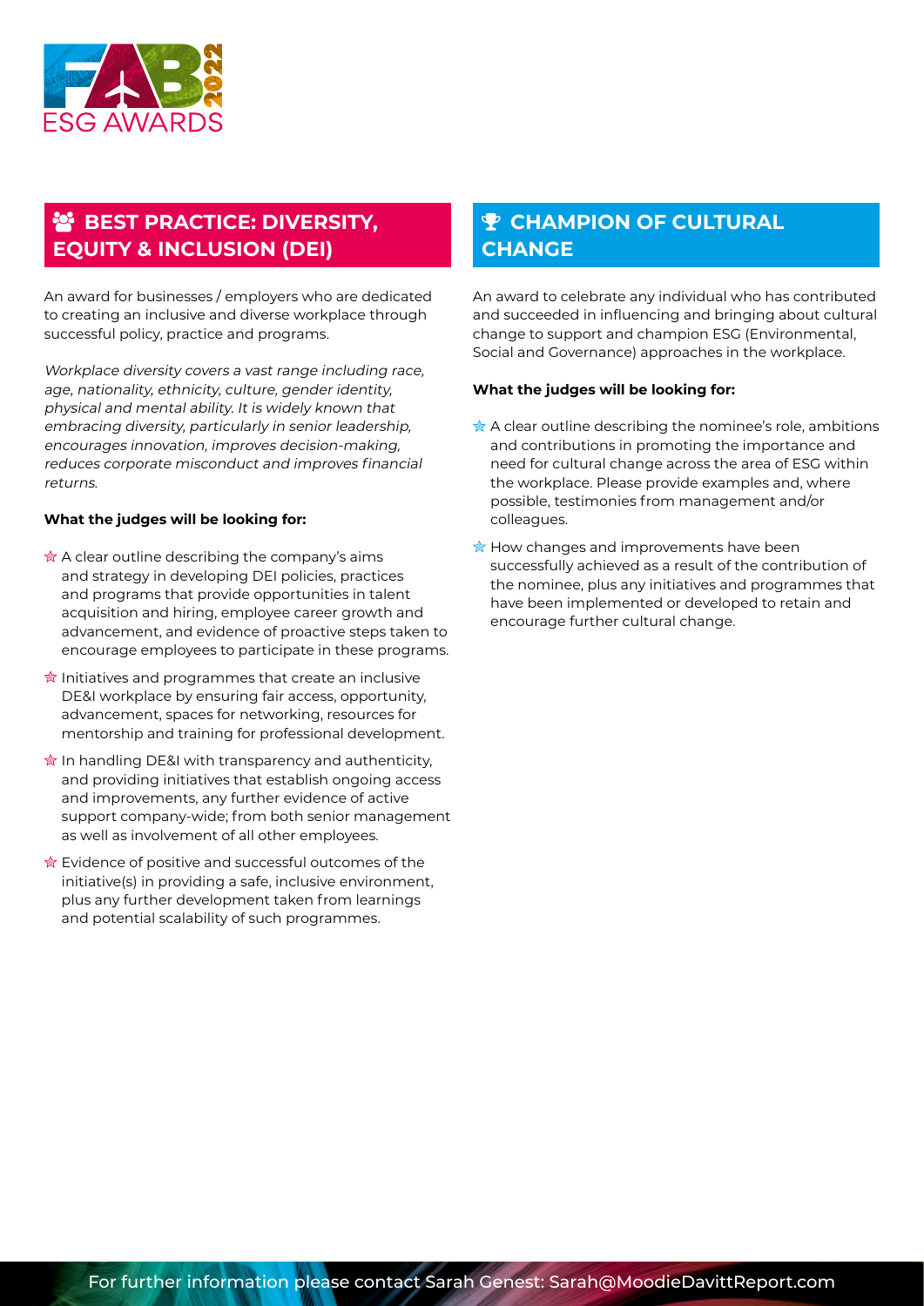## BEST PRACTICE: DIVERSITY, EQUITY & INCLUSION (DEI)

An award for businesses / employers who are dedicated to creating an inclusive and diverse workplace through successful policy, practice and programs.

*Workplace diversity covers a vast range including race, age, nationality, ethnicity, culture, gender identity, physical and mental ability. It is widely known that embracing diversity, particularly in senior leadership, encourages innovation, improves decision-making, reduces corporate misconduct and improves financial returns.*

**What the judges will be looking for:**

- A clear outline describing the company's aims and strategy in developing DEI policies, practices and programs that provide opportunities in talent acquisition and hiring, employee career growth and advancement, and evidence of proactive steps taken to encourage employees to participate in these programs.
- Initiatives and programmes that create an inclusive DE&I workplace by ensuring fair access, opportunity, advancement, spaces for networking, resources for mentorship and training for professional development.
- In handling DE&I with transparency and authenticity, and providing initiatives that establish ongoing access and improvements, any further evidence of active support company-wide; from both senior management as well as involvement of all other employees.
- Evidence of positive and successful outcomes of the initiative(s) in providing a safe, inclusive environment, plus any further development taken from learnings and potential scalability of such programmes.

## CHAMPION OF CULTURAL CHANGE

An award to celebrate any individual who has contributed and succeeded in influencing and bringing about cultural change to support and champion ESG (Environmental, Social and Governance) approaches in the workplace.

**What the judges will be looking for:**

- A clear outline describing the nominee's role, ambitions and contributions in promoting the importance and need for cultural change across the area of ESG within the workplace. Please provide examples and, where possible, testimonies from management and/or colleagues.
- How changes and improvements have been successfully achieved as a result of the contribution of the nominee, plus any initiatives and programmes that have been implemented or developed to retain and encourage further cultural change.

For further information please contact Sarah Genest: Sarah@MoodieDavittReport.com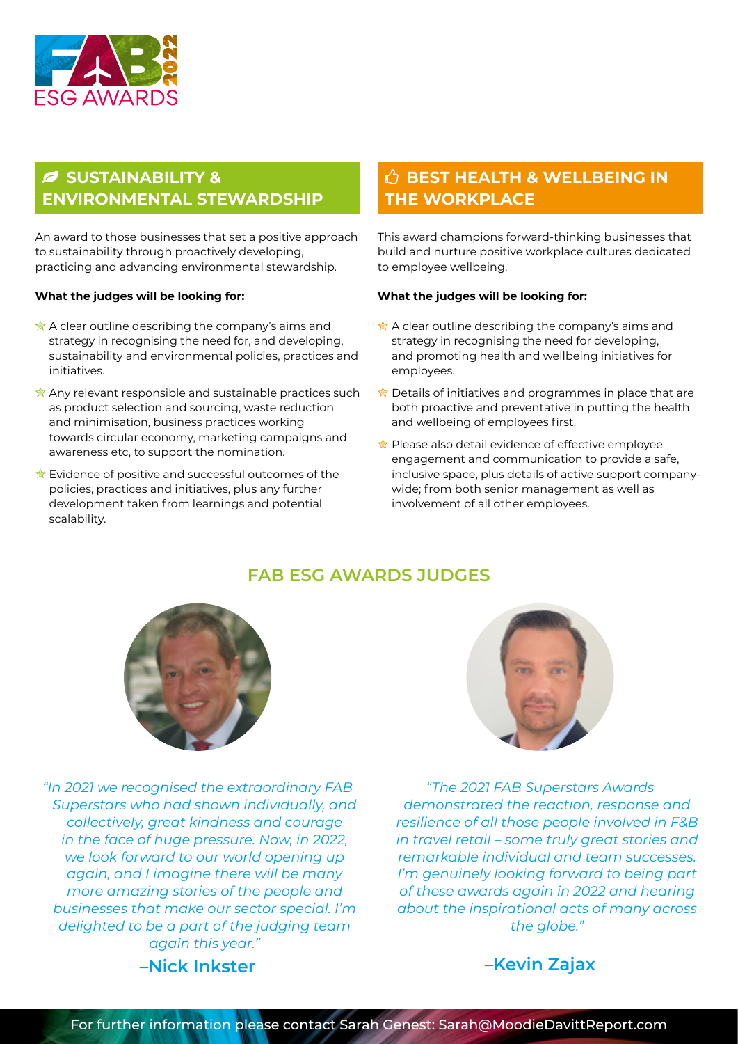FAB 2022 ESG AWARDS

## SUSTAINABILITY & ENVIRONMENTAL STEWARDSHIP

An award to those businesses that set a positive approach to sustainability through proactively developing, practicing and advancing environmental stewardship.

**What the judges will be looking for:**

- A clear outline describing the company's aims and strategy in recognising the need for, and developing, sustainability and environmental policies, practices and initiatives.
- Any relevant responsible and sustainable practices such as product selection and sourcing, waste reduction and minimisation, business practices working towards circular economy, marketing campaigns and awareness etc, to support the nomination.
- Evidence of positive and successful outcomes of the policies, practices and initiatives, plus any further development taken from learnings and potential scalability.

## BEST HEALTH & WELLBEING IN THE WORKPLACE

This award champions forward-thinking businesses that build and nurture positive workplace cultures dedicated to employee wellbeing.

**What the judges will be looking for:**

- A clear outline describing the company's aims and strategy in recognising the need for developing, and promoting health and wellbeing initiatives for employees.
- Details of initiatives and programmes in place that are both proactive and preventative in putting the health and wellbeing of employees first.
- Please also detail evidence of effective employee engagement and communication to provide a safe, inclusive space, plus details of active support company-wide; from both senior management as well as involvement of all other employees.

## FAB ESG AWARDS JUDGES

*"In 2021 we recognised the extraordinary FAB Superstars who had shown individually, and collectively, great kindness and courage in the face of huge pressure. Now, in 2022, we look forward to our world opening up again, and I imagine there will be many more amazing stories of the people and businesses that make our sector special. I'm delighted to be a part of the judging team again this year."*

**–Nick Inkster**

*"The 2021 FAB Superstars Awards demonstrated the reaction, response and resilience of all those people involved in F&B in travel retail – some truly great stories and remarkable individual and team successes. I'm genuinely looking forward to being part of these awards again in 2022 and hearing about the inspirational acts of many across the globe."*

**–Kevin Zajax**

For further information please contact Sarah Genest: Sarah@MoodieDavittReport.com